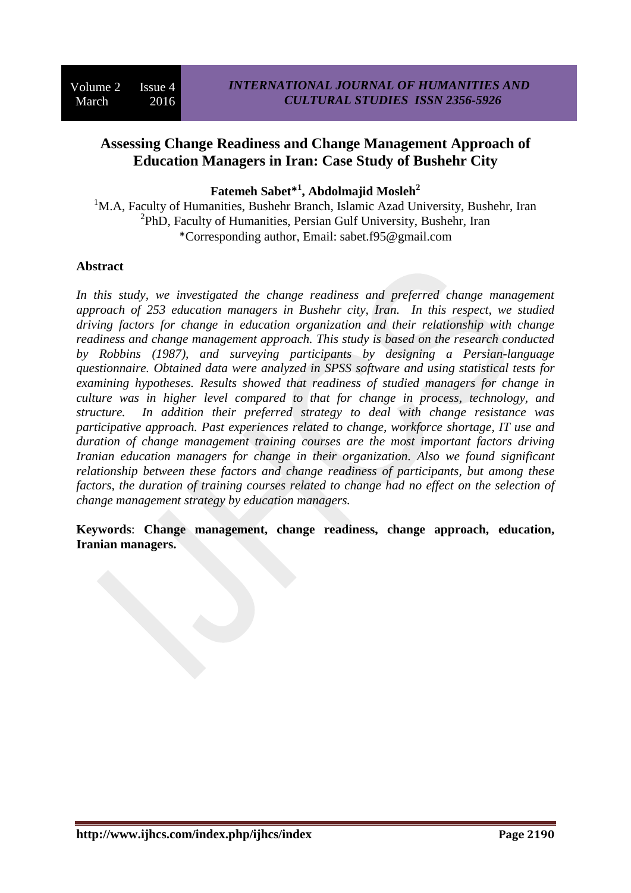# Assessing Change Readiness and Change Management Approach of Education Managers in Iran: Case Study of Bushehr City

**Fatemeh Sabet*[1], Abdolmajid Mosleh[2]**

[1]M.A, Faculty of Humanities, Bushehr Branch, Islamic Azad University, Bushehr, Iran
[2]PhD, Faculty of Humanities, Persian Gulf University, Bushehr, Iran
*Corresponding author, Email: sabet.f95@gmail.com

## Abstract

*In this study, we investigated the change readiness and preferred change management approach of 253 education managers in Bushehr city, Iran. In this respect, we studied driving factors for change in education organization and their relationship with change readiness and change management approach. This study is based on the research conducted by Robbins (1987), and surveying participants by designing a Persian-language questionnaire. Obtained data were analyzed in SPSS software and using statistical tests for examining hypotheses. Results showed that readiness of studied managers for change in culture was in higher level compared to that for change in process, technology, and structure. In addition their preferred strategy to deal with change resistance was participative approach. Past experiences related to change, workforce shortage, IT use and duration of change management training courses are the most important factors driving Iranian education managers for change in their organization. Also we found significant relationship between these factors and change readiness of participants, but among these factors, the duration of training courses related to change had no effect on the selection of change management strategy by education managers.*

**Keywords**: **Change management, change readiness, change approach, education, Iranian managers.**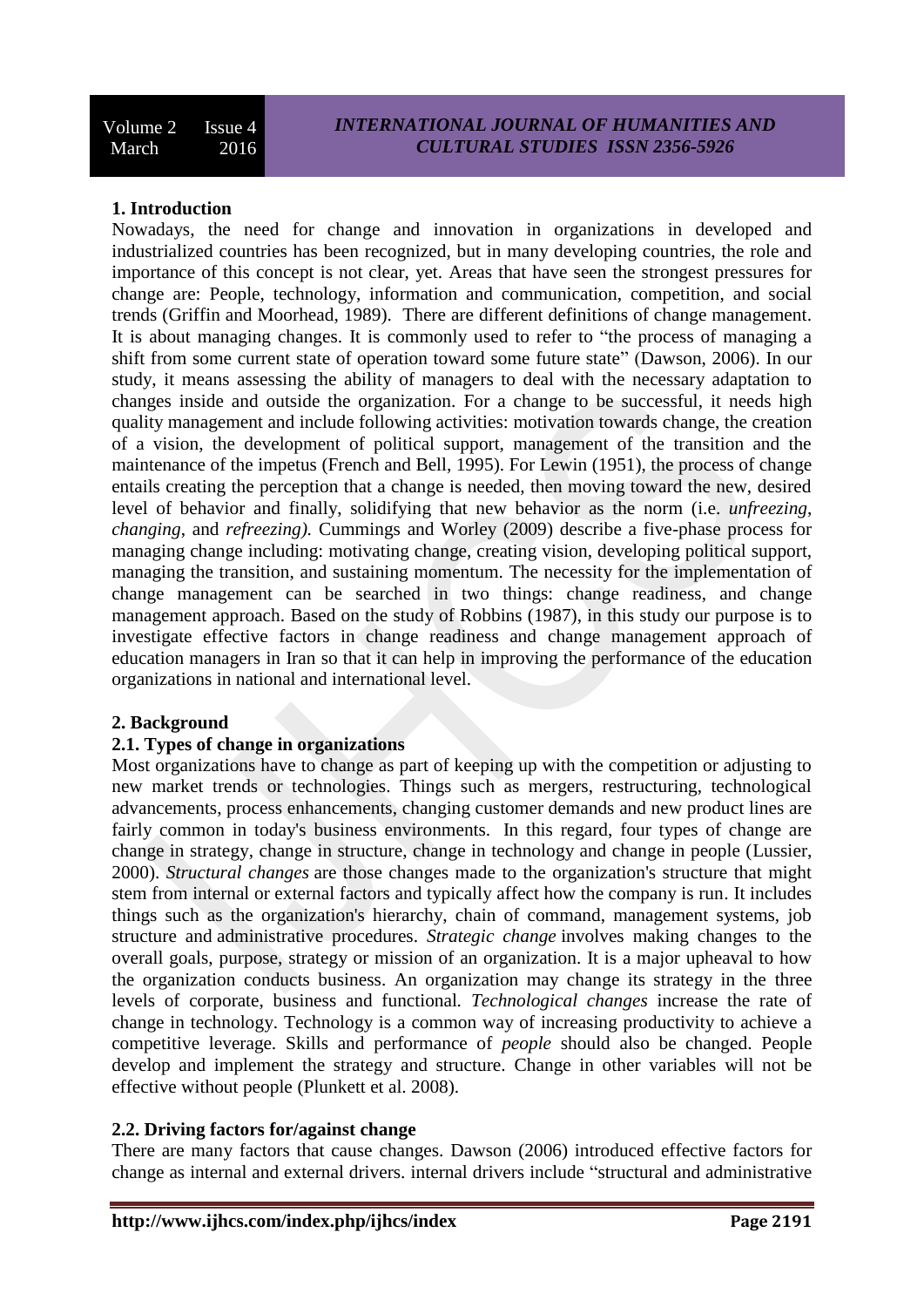## 1. Introduction

Nowadays, the need for change and innovation in organizations in developed and industrialized countries has been recognized, but in many developing countries, the role and importance of this concept is not clear, yet. Areas that have seen the strongest pressures for change are: People, technology, information and communication, competition, and social trends (Griffin and Moorhead, 1989). There are different definitions of change management. It is about managing changes. It is commonly used to refer to "the process of managing a shift from some current state of operation toward some future state" (Dawson, 2006). In our study, it means assessing the ability of managers to deal with the necessary adaptation to changes inside and outside the organization. For a change to be successful, it needs high quality management and include following activities: motivation towards change, the creation of a vision, the development of political support, management of the transition and the maintenance of the impetus (French and Bell, 1995). For Lewin (1951), the process of change entails creating the perception that a change is needed, then moving toward the new, desired level of behavior and finally, solidifying that new behavior as the norm (i.e. *unfreezing*, *changing*, and *refreezing).* Cummings and Worley (2009) describe a five-phase process for managing change including: motivating change, creating vision, developing political support, managing the transition, and sustaining momentum. The necessity for the implementation of change management can be searched in two things: change readiness, and change management approach. Based on the study of Robbins (1987), in this study our purpose is to investigate effective factors in change readiness and change management approach of education managers in Iran so that it can help in improving the performance of the education organizations in national and international level.

## 2. Background

### 2.1. Types of change in organizations

Most organizations have to change as part of keeping up with the competition or adjusting to new market trends or technologies. Things such as mergers, restructuring, technological advancements, process enhancements, changing customer demands and new product lines are fairly common in today's business environments. In this regard, four types of change are change in strategy, change in structure, change in technology and change in people (Lussier, 2000). *Structural changes* are those changes made to the organization's structure that might stem from internal or external factors and typically affect how the company is run. It includes things such as the organization's hierarchy, chain of command, management systems, job structure and administrative procedures. *Strategic change* involves making changes to the overall goals, purpose, strategy or mission of an organization. It is a major upheaval to how the organization conducts business. An organization may change its strategy in the three levels of corporate, business and functional. *Technological changes* increase the rate of change in technology. Technology is a common way of increasing productivity to achieve a competitive leverage. Skills and performance of *people* should also be changed. People develop and implement the strategy and structure. Change in other variables will not be effective without people (Plunkett et al. 2008).

### 2.2. Driving factors for/against change

There are many factors that cause changes. Dawson (2006) introduced effective factors for change as internal and external drivers. internal drivers include "structural and administrative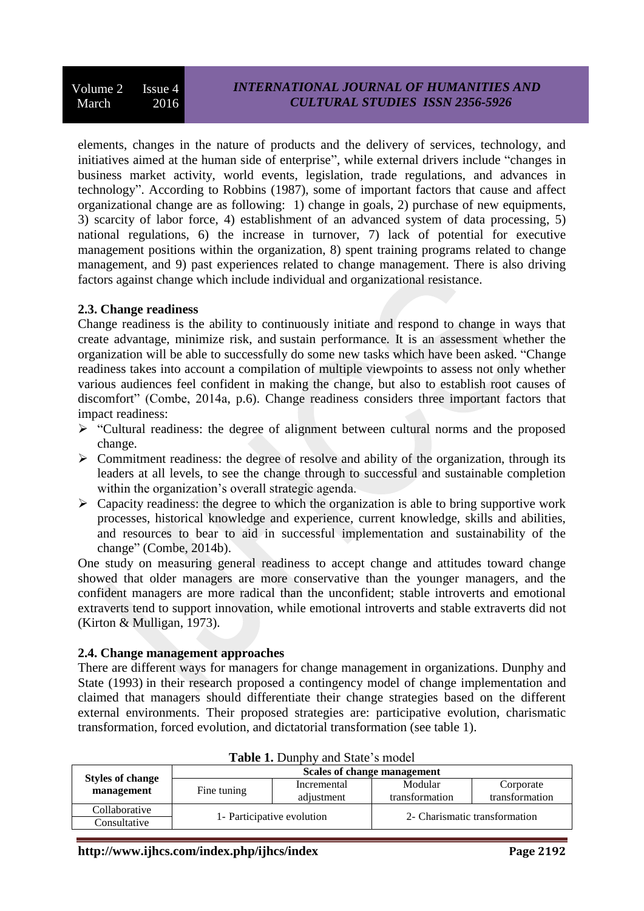elements, changes in the nature of products and the delivery of services, technology, and initiatives aimed at the human side of enterprise", while external drivers include "changes in business market activity, world events, legislation, trade regulations, and advances in technology". According to Robbins (1987), some of important factors that cause and affect organizational change are as following: 1) change in goals, 2) purchase of new equipments, 3) scarcity of labor force, 4) establishment of an advanced system of data processing, 5) national regulations, 6) the increase in turnover, 7) lack of potential for executive management positions within the organization, 8) spent training programs related to change management, and 9) past experiences related to change management. There is also driving factors against change which include individual and organizational resistance.

### 2.3. Change readiness

Change readiness is the ability to continuously initiate and respond to change in ways that create advantage, minimize risk, and sustain performance. It is an assessment whether the organization will be able to successfully do some new tasks which have been asked. "Change readiness takes into account a compilation of multiple viewpoints to assess not only whether various audiences feel confident in making the change, but also to establish root causes of discomfort" (Combe, 2014a, p.6). Change readiness considers three important factors that impact readiness:

- "Cultural readiness: the degree of alignment between cultural norms and the proposed change.
- Commitment readiness: the degree of resolve and ability of the organization, through its leaders at all levels, to see the change through to successful and sustainable completion within the organization's overall strategic agenda.
- Capacity readiness: the degree to which the organization is able to bring supportive work processes, historical knowledge and experience, current knowledge, skills and abilities, and resources to bear to aid in successful implementation and sustainability of the change" (Combe, 2014b).

One study on measuring general readiness to accept change and attitudes toward change showed that older managers are more conservative than the younger managers, and the confident managers are more radical than the unconfident; stable introverts and emotional extraverts tend to support innovation, while emotional introverts and stable extraverts did not (Kirton & Mulligan, 1973).

### 2.4. Change management approaches

There are different ways for managers for change management in organizations. Dunphy and State (1993) in their research proposed a contingency model of change implementation and claimed that managers should differentiate their change strategies based on the different external environments. Their proposed strategies are: participative evolution, charismatic transformation, forced evolution, and dictatorial transformation (see table 1).

**Table 1.** Dunphy and State's model

| **Styles of change management** | **Scales of change management** | | | |
|---|---|---|---|---|
| | Fine tuning | Incremental adjustment | Modular transformation | Corporate transformation |
| Collaborative | 1- Participative evolution | | 2- Charismatic transformation | |
| Consultative | | | | |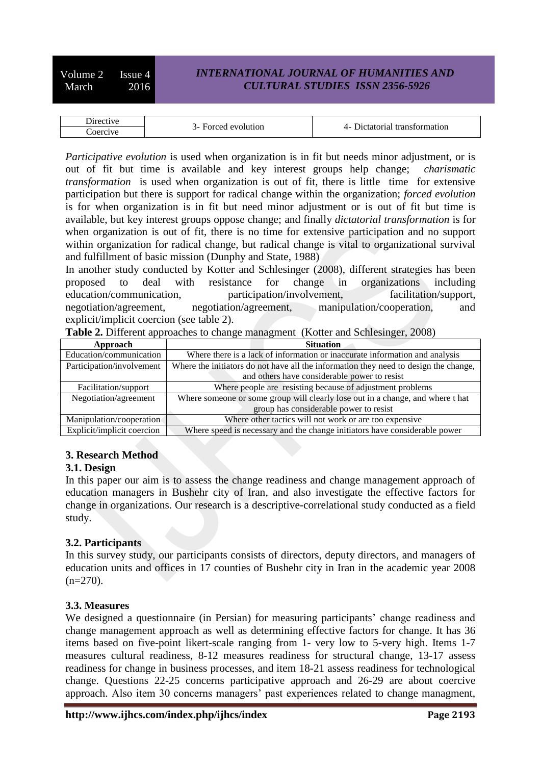| Directive | 3- Forced evolution | 4- Dictatorial transformation |
|---|---|---|
| Coercive | | |

*Participative evolution* is used when organization is in fit but needs minor adjustment, or is out of fit but time is available and key interest groups help change; *charismatic transformation* is used when organization is out of fit, there is little time for extensive participation but there is support for radical change within the organization; *forced evolution* is for when organization is in fit but need minor adjustment or is out of fit but time is available, but key interest groups oppose change; and finally *dictatorial transformation* is for when organization is out of fit, there is no time for extensive participation and no support within organization for radical change, but radical change is vital to organizational survival and fulfillment of basic mission (Dunphy and State, 1988)

In another study conducted by Kotter and Schlesinger (2008), different strategies has been proposed to deal with resistance for change in organizations including education/communication, participation/involvement, facilitation/support, negotiation/agreement, negotiation/agreement, manipulation/cooperation, and explicit/implicit coercion (see table 2).

**Table 2.** Different approaches to change managment (Kotter and Schlesinger, 2008)

| Approach | Situation |
|---|---|
| Education/communication | Where there is a lack of information or inaccurate information and analysis |
| Participation/involvement | Where the initiators do not have all the information they need to design the change, and others have considerable power to resist |
| Facilitation/support | Where people are resisting because of adjustment problems |
| Negotiation/agreement | Where someone or some group will clearly lose out in a change, and where t hat group has considerable power to resist |
| Manipulation/cooperation | Where other tactics will not work or are too expensive |
| Explicit/implicit coercion | Where speed is necessary and the change initiators have considerable power |

## 3. Research Method

### 3.1. Design

In this paper our aim is to assess the change readiness and change management approach of education managers in Bushehr city of Iran, and also investigate the effective factors for change in organizations. Our research is a descriptive-correlational study conducted as a field study.

### 3.2. Participants

In this survey study, our participants consists of directors, deputy directors, and managers of education units and offices in 17 counties of Bushehr city in Iran in the academic year 2008 (n=270).

### 3.3. Measures

We designed a questionnaire (in Persian) for measuring participants' change readiness and change management approach as well as determining effective factors for change. It has 36 items based on five-point likert-scale ranging from 1- very low to 5-very high. Items 1-7 measures cultural readiness, 8-12 measures readiness for structural change, 13-17 assess readiness for change in business processes, and item 18-21 assess readiness for technological change. Questions 22-25 concerns participative approach and 26-29 are about coercive approach. Also item 30 concerns managers' past experiences related to change managment,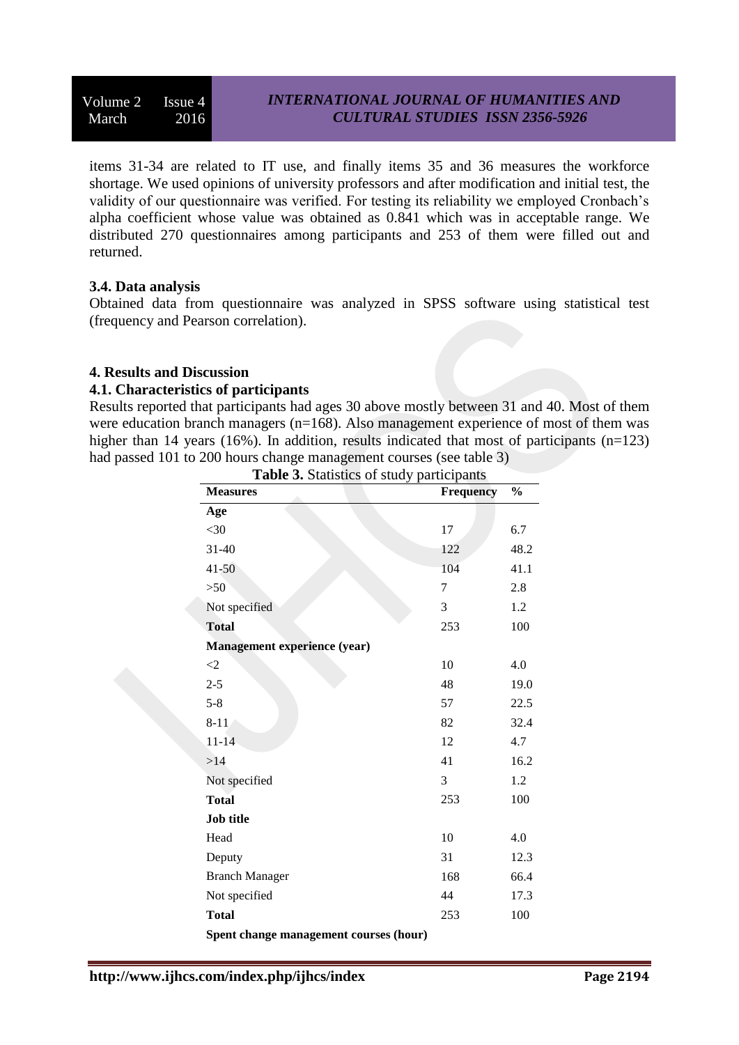items 31-34 are related to IT use, and finally items 35 and 36 measures the workforce shortage. We used opinions of university professors and after modification and initial test, the validity of our questionnaire was verified. For testing its reliability we employed Cronbach's alpha coefficient whose value was obtained as 0.841 which was in acceptable range. We distributed 270 questionnaires among participants and 253 of them were filled out and returned.

### 3.4. Data analysis

Obtained data from questionnaire was analyzed in SPSS software using statistical test (frequency and Pearson correlation).

## 4. Results and Discussion

### 4.1. Characteristics of participants

Results reported that participants had ages 30 above mostly between 31 and 40. Most of them were education branch managers (n=168). Also management experience of most of them was higher than 14 years (16%). In addition, results indicated that most of participants (n=123) had passed 101 to 200 hours change management courses (see table 3)

**Table 3.** Statistics of study participants

| Measures | Frequency | % |
|---|---|---|
| **Age** | | |
| <30 | 17 | 6.7 |
| 31-40 | 122 | 48.2 |
| 41-50 | 104 | 41.1 |
| >50 | 7 | 2.8 |
| Not specified | 3 | 1.2 |
| **Total** | 253 | 100 |
| **Management experience (year)** | | |
| <2 | 10 | 4.0 |
| 2-5 | 48 | 19.0 |
| 5-8 | 57 | 22.5 |
| 8-11 | 82 | 32.4 |
| 11-14 | 12 | 4.7 |
| >14 | 41 | 16.2 |
| Not specified | 3 | 1.2 |
| **Total** | 253 | 100 |
| **Job title** | | |
| Head | 10 | 4.0 |
| Deputy | 31 | 12.3 |
| Branch Manager | 168 | 66.4 |
| Not specified | 44 | 17.3 |
| **Total** | 253 | 100 |
| **Spent change management courses (hour)** | | |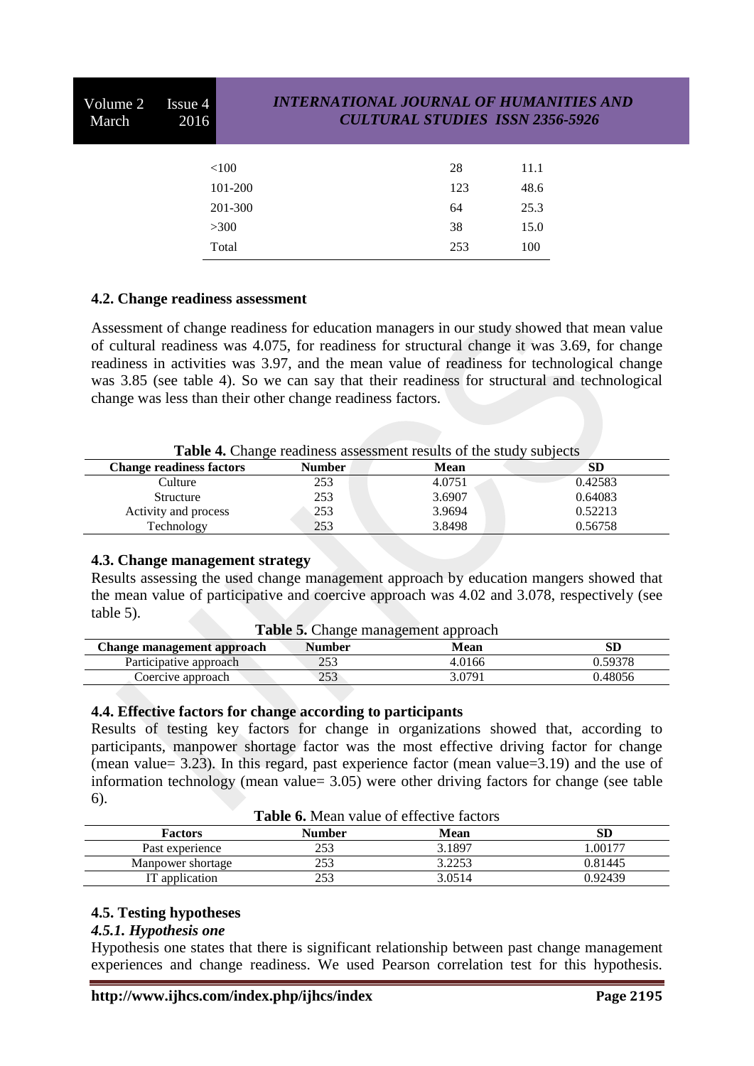| | | |
|---|---|---|
| <100 | 28 | 11.1 |
| 101-200 | 123 | 48.6 |
| 201-300 | 64 | 25.3 |
| >300 | 38 | 15.0 |
| Total | 253 | 100 |

### 4.2. Change readiness assessment

Assessment of change readiness for education managers in our study showed that mean value of cultural readiness was 4.075, for readiness for structural change it was 3.69, for change readiness in activities was 3.97, and the mean value of readiness for technological change was 3.85 (see table 4). So we can say that their readiness for structural and technological change was less than their other change readiness factors.

**Table 4.** Change readiness assessment results of the study subjects

| Change readiness factors | Number | Mean | SD |
|---|---|---|---|
| Culture | 253 | 4.0751 | 0.42583 |
| Structure | 253 | 3.6907 | 0.64083 |
| Activity and process | 253 | 3.9694 | 0.52213 |
| Technology | 253 | 3.8498 | 0.56758 |

### 4.3. Change management strategy

Results assessing the used change management approach by education mangers showed that the mean value of participative and coercive approach was 4.02 and 3.078, respectively (see table 5).

**Table 5.** Change management approach

| Change management approach | Number | Mean | SD |
|---|---|---|---|
| Participative approach | 253 | 4.0166 | 0.59378 |
| Coercive approach | 253 | 3.0791 | 0.48056 |

### 4.4. Effective factors for change according to participants

Results of testing key factors for change in organizations showed that, according to participants, manpower shortage factor was the most effective driving factor for change (mean value= 3.23). In this regard, past experience factor (mean value=3.19) and the use of information technology (mean value= 3.05) were other driving factors for change (see table 6).

**Table 6.** Mean value of effective factors

| Factors | Number | Mean | SD |
|---|---|---|---|
| Past experience | 253 | 3.1897 | 1.00177 |
| Manpower shortage | 253 | 3.2253 | 0.81445 |
| IT application | 253 | 3.0514 | 0.92439 |

### 4.5. Testing hypotheses

#### *4.5.1. Hypothesis one*

Hypothesis one states that there is significant relationship between past change management experiences and change readiness. We used Pearson correlation test for this hypothesis.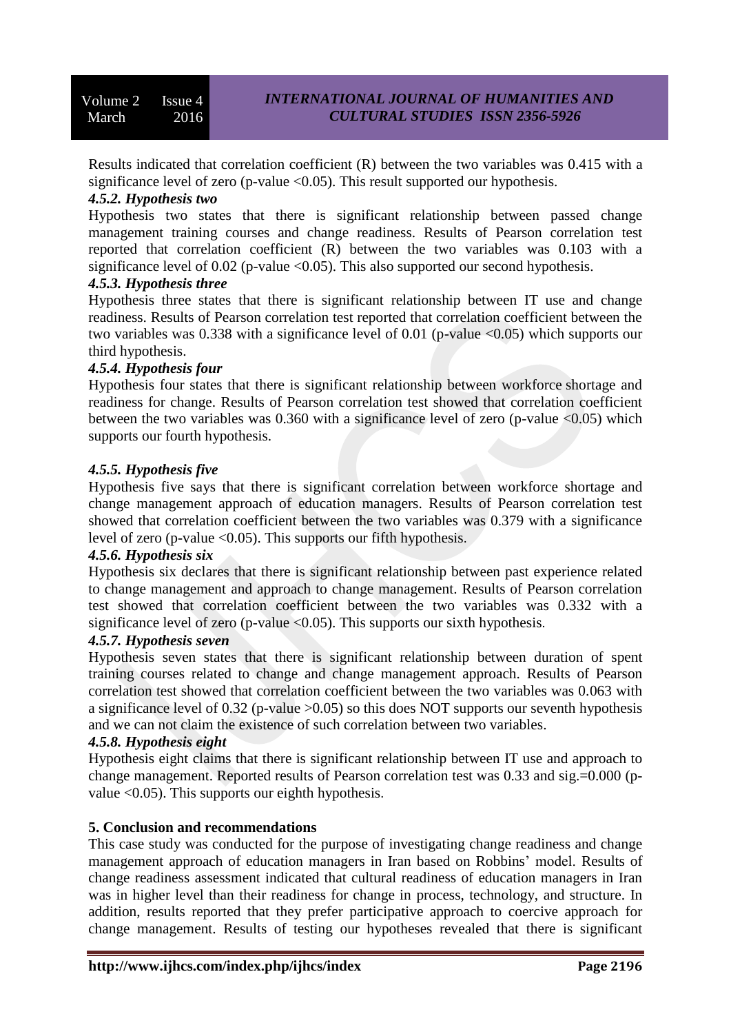Results indicated that correlation coefficient (R) between the two variables was 0.415 with a significance level of zero (p-value <0.05). This result supported our hypothesis.

#### *4.5.2. Hypothesis two*

Hypothesis two states that there is significant relationship between passed change management training courses and change readiness. Results of Pearson correlation test reported that correlation coefficient (R) between the two variables was 0.103 with a significance level of 0.02 (p-value <0.05). This also supported our second hypothesis.

#### *4.5.3. Hypothesis three*

Hypothesis three states that there is significant relationship between IT use and change readiness. Results of Pearson correlation test reported that correlation coefficient between the two variables was 0.338 with a significance level of 0.01 (p-value <0.05) which supports our third hypothesis.

#### *4.5.4. Hypothesis four*

Hypothesis four states that there is significant relationship between workforce shortage and readiness for change. Results of Pearson correlation test showed that correlation coefficient between the two variables was 0.360 with a significance level of zero (p-value <0.05) which supports our fourth hypothesis.

#### *4.5.5. Hypothesis five*

Hypothesis five says that there is significant correlation between workforce shortage and change management approach of education managers. Results of Pearson correlation test showed that correlation coefficient between the two variables was 0.379 with a significance level of zero (p-value <0.05). This supports our fifth hypothesis.

#### *4.5.6. Hypothesis six*

Hypothesis six declares that there is significant relationship between past experience related to change management and approach to change management. Results of Pearson correlation test showed that correlation coefficient between the two variables was 0.332 with a significance level of zero (p-value <0.05). This supports our sixth hypothesis.

#### *4.5.7. Hypothesis seven*

Hypothesis seven states that there is significant relationship between duration of spent training courses related to change and change management approach. Results of Pearson correlation test showed that correlation coefficient between the two variables was 0.063 with a significance level of 0.32 (p-value >0.05) so this does NOT supports our seventh hypothesis and we can not claim the existence of such correlation between two variables.

#### *4.5.8. Hypothesis eight*

Hypothesis eight claims that there is significant relationship between IT use and approach to change management. Reported results of Pearson correlation test was 0.33 and sig.=0.000 (p-value <0.05). This supports our eighth hypothesis.

## 5. Conclusion and recommendations

This case study was conducted for the purpose of investigating change readiness and change management approach of education managers in Iran based on Robbins' model. Results of change readiness assessment indicated that cultural readiness of education managers in Iran was in higher level than their readiness for change in process, technology, and structure. In addition, results reported that they prefer participative approach to coercive approach for change management. Results of testing our hypotheses revealed that there is significant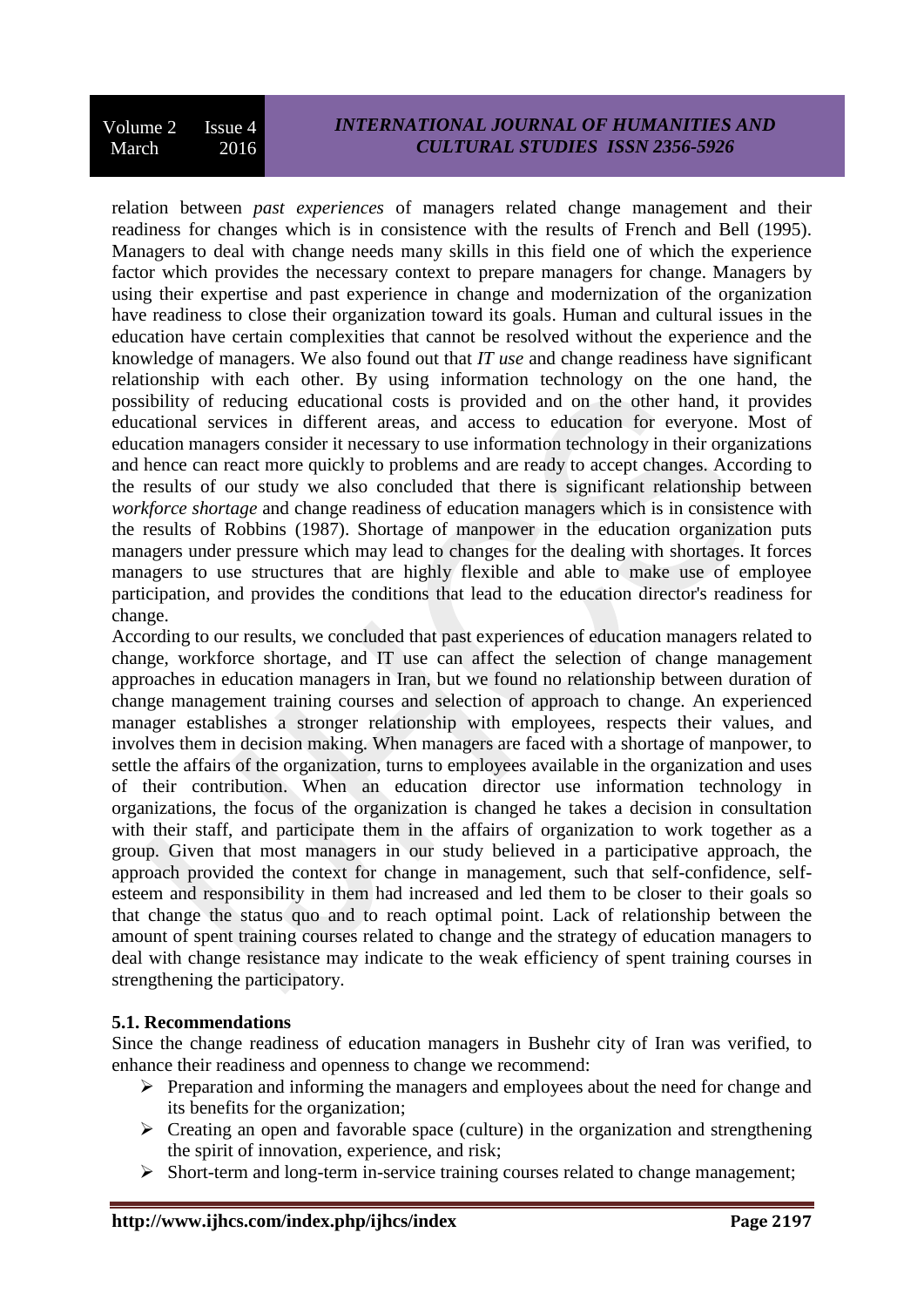relation between *past experiences* of managers related change management and their readiness for changes which is in consistence with the results of French and Bell (1995). Managers to deal with change needs many skills in this field one of which the experience factor which provides the necessary context to prepare managers for change. Managers by using their expertise and past experience in change and modernization of the organization have readiness to close their organization toward its goals. Human and cultural issues in the education have certain complexities that cannot be resolved without the experience and the knowledge of managers. We also found out that *IT use* and change readiness have significant relationship with each other. By using information technology on the one hand, the possibility of reducing educational costs is provided and on the other hand, it provides educational services in different areas, and access to education for everyone. Most of education managers consider it necessary to use information technology in their organizations and hence can react more quickly to problems and are ready to accept changes. According to the results of our study we also concluded that there is significant relationship between *workforce shortage* and change readiness of education managers which is in consistence with the results of Robbins (1987). Shortage of manpower in the education organization puts managers under pressure which may lead to changes for the dealing with shortages. It forces managers to use structures that are highly flexible and able to make use of employee participation, and provides the conditions that lead to the education director's readiness for change.

According to our results, we concluded that past experiences of education managers related to change, workforce shortage, and IT use can affect the selection of change management approaches in education managers in Iran, but we found no relationship between duration of change management training courses and selection of approach to change. An experienced manager establishes a stronger relationship with employees, respects their values, and involves them in decision making. When managers are faced with a shortage of manpower, to settle the affairs of the organization, turns to employees available in the organization and uses of their contribution. When an education director use information technology in organizations, the focus of the organization is changed he takes a decision in consultation with their staff, and participate them in the affairs of organization to work together as a group. Given that most managers in our study believed in a participative approach, the approach provided the context for change in management, such that self-confidence, self-esteem and responsibility in them had increased and led them to be closer to their goals so that change the status quo and to reach optimal point. Lack of relationship between the amount of spent training courses related to change and the strategy of education managers to deal with change resistance may indicate to the weak efficiency of spent training courses in strengthening the participatory.

### 5.1. Recommendations

Since the change readiness of education managers in Bushehr city of Iran was verified, to enhance their readiness and openness to change we recommend:

- Preparation and informing the managers and employees about the need for change and its benefits for the organization;
- Creating an open and favorable space (culture) in the organization and strengthening the spirit of innovation, experience, and risk;
- Short-term and long-term in-service training courses related to change management;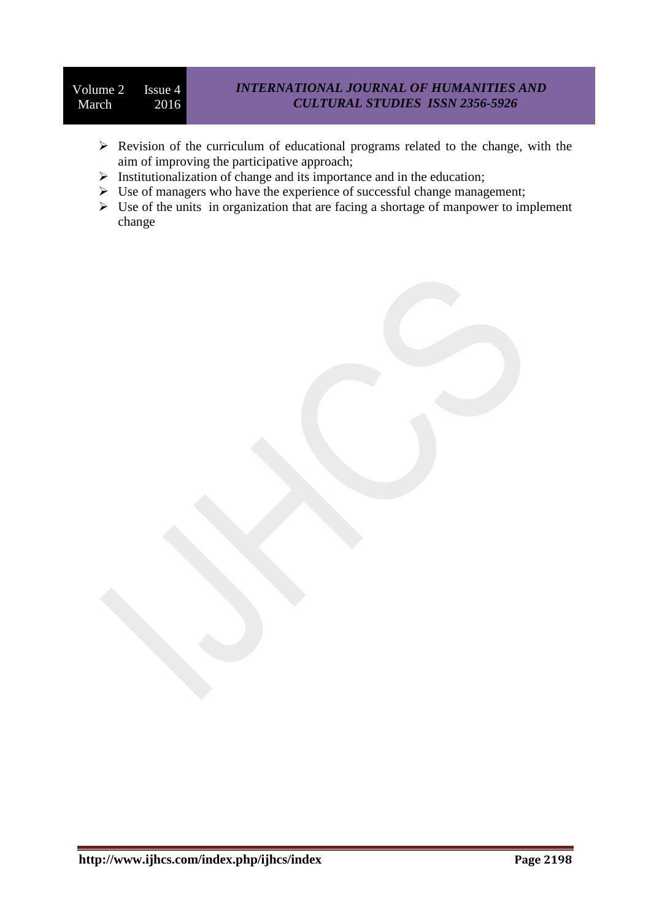- Revision of the curriculum of educational programs related to the change, with the aim of improving the participative approach;
- Institutionalization of change and its importance and in the education;
- Use of managers who have the experience of successful change management;
- Use of the units in organization that are facing a shortage of manpower to implement change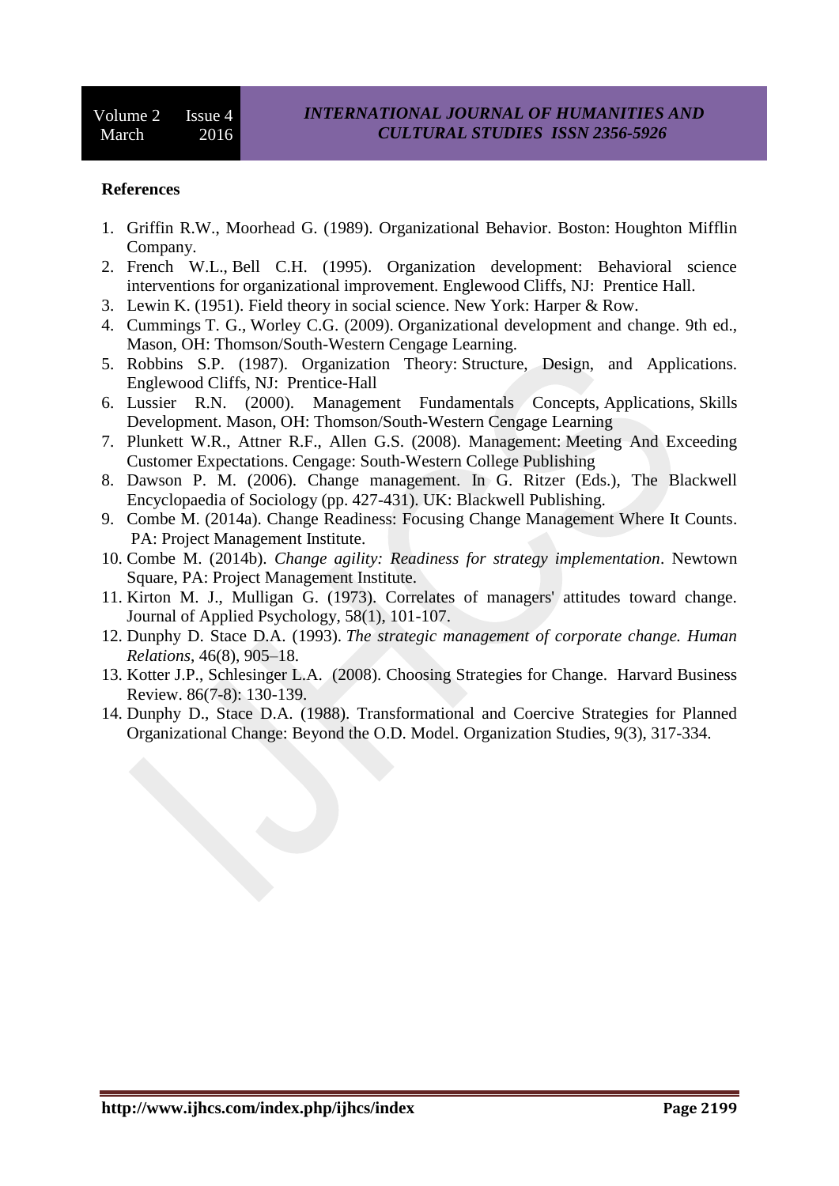**References**

1. Griffin R.W., Moorhead G. (1989). Organizational Behavior. Boston: Houghton Mifflin Company.
2. French W.L., Bell C.H. (1995). Organization development: Behavioral science interventions for organizational improvement. Englewood Cliffs, NJ: Prentice Hall.
3. Lewin K. (1951). Field theory in social science. New York: Harper & Row.
4. Cummings T. G., Worley C.G. (2009). Organizational development and change. 9th ed., Mason, OH: Thomson/South-Western Cengage Learning.
5. Robbins S.P. (1987). Organization Theory: Structure, Design, and Applications. Englewood Cliffs, NJ: Prentice-Hall
6. Lussier R.N. (2000). Management Fundamentals Concepts, Applications, Skills Development. Mason, OH: Thomson/South-Western Cengage Learning
7. Plunkett W.R., Attner R.F., Allen G.S. (2008). Management: Meeting And Exceeding Customer Expectations. Cengage: South-Western College Publishing
8. Dawson P. M. (2006). Change management. In G. Ritzer (Eds.), The Blackwell Encyclopaedia of Sociology (pp. 427-431). UK: Blackwell Publishing.
9. Combe M. (2014a). Change Readiness: Focusing Change Management Where It Counts. PA: Project Management Institute.
10. Combe M. (2014b). *Change agility: Readiness for strategy implementation*. Newtown Square, PA: Project Management Institute.
11. Kirton M. J., Mulligan G. (1973). Correlates of managers' attitudes toward change. Journal of Applied Psychology, 58(1), 101-107.
12. Dunphy D. Stace D.A. (1993). *The strategic management of corporate change. Human Relations*, 46(8), 905–18.
13. Kotter J.P., Schlesinger L.A. (2008). Choosing Strategies for Change. Harvard Business Review. 86(7-8): 130-139.
14. Dunphy D., Stace D.A. (1988). Transformational and Coercive Strategies for Planned Organizational Change: Beyond the O.D. Model. Organization Studies, 9(3), 317-334.